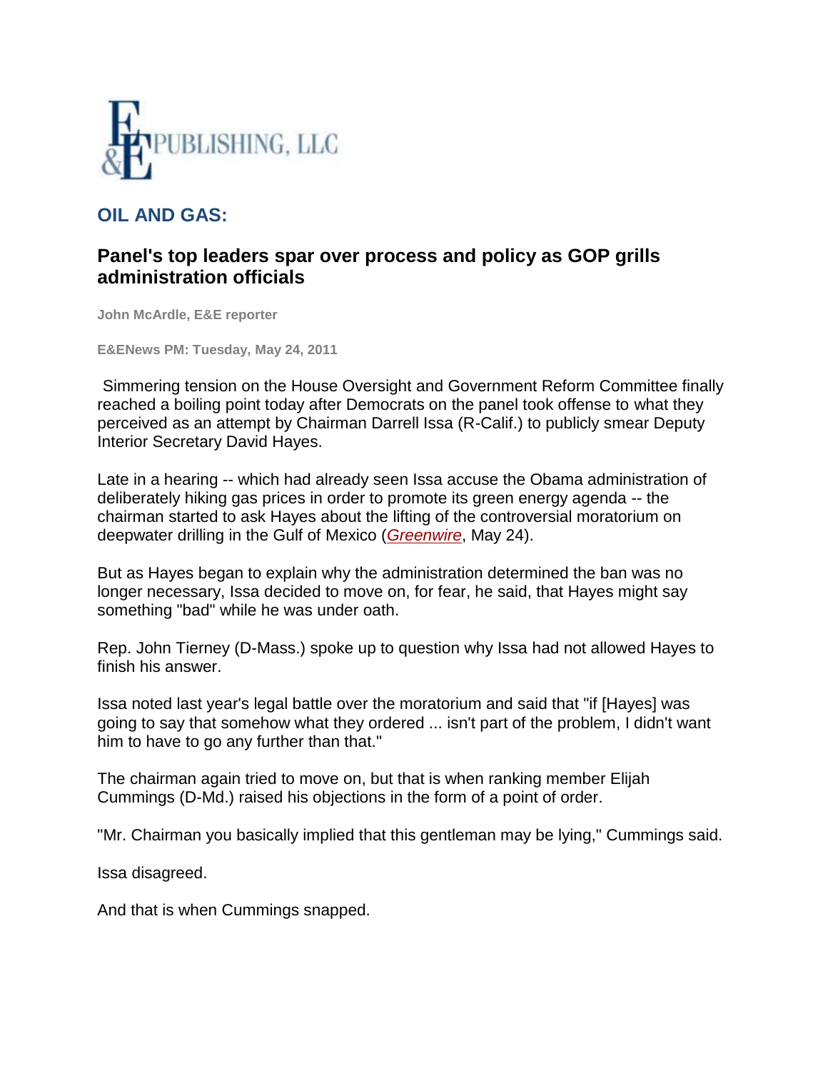E&E PUBLISHING, LLC

## OIL AND GAS:

### Panel's top leaders spar over process and policy as GOP grills administration officials

**John McArdle, E&E reporter**

**E&ENews PM: Tuesday, May 24, 2011**

Simmering tension on the House Oversight and Government Reform Committee finally reached a boiling point today after Democrats on the panel took offense to what they perceived as an attempt by Chairman Darrell Issa (R-Calif.) to publicly smear Deputy Interior Secretary David Hayes.

Late in a hearing -- which had already seen Issa accuse the Obama administration of deliberately hiking gas prices in order to promote its green energy agenda -- the chairman started to ask Hayes about the lifting of the controversial moratorium on deepwater drilling in the Gulf of Mexico (*Greenwire*, May 24).

But as Hayes began to explain why the administration determined the ban was no longer necessary, Issa decided to move on, for fear, he said, that Hayes might say something "bad" while he was under oath.

Rep. John Tierney (D-Mass.) spoke up to question why Issa had not allowed Hayes to finish his answer.

Issa noted last year's legal battle over the moratorium and said that "if [Hayes] was going to say that somehow what they ordered ... isn't part of the problem, I didn't want him to have to go any further than that."

The chairman again tried to move on, but that is when ranking member Elijah Cummings (D-Md.) raised his objections in the form of a point of order.

"Mr. Chairman you basically implied that this gentleman may be lying," Cummings said.

Issa disagreed.

And that is when Cummings snapped.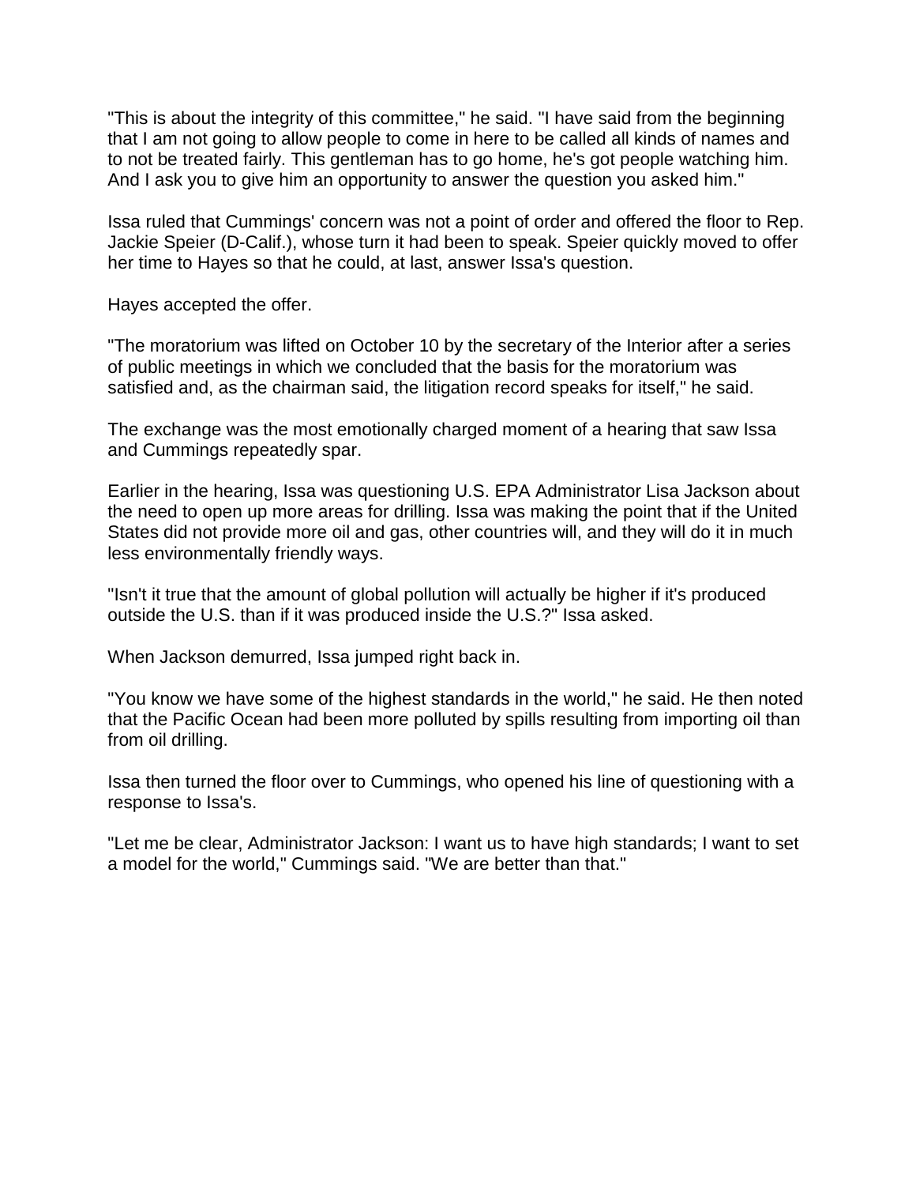"This is about the integrity of this committee," he said. "I have said from the beginning that I am not going to allow people to come in here to be called all kinds of names and to not be treated fairly. This gentleman has to go home, he's got people watching him. And I ask you to give him an opportunity to answer the question you asked him."

Issa ruled that Cummings' concern was not a point of order and offered the floor to Rep. Jackie Speier (D-Calif.), whose turn it had been to speak. Speier quickly moved to offer her time to Hayes so that he could, at last, answer Issa's question.

Hayes accepted the offer.

"The moratorium was lifted on October 10 by the secretary of the Interior after a series of public meetings in which we concluded that the basis for the moratorium was satisfied and, as the chairman said, the litigation record speaks for itself," he said.

The exchange was the most emotionally charged moment of a hearing that saw Issa and Cummings repeatedly spar.

Earlier in the hearing, Issa was questioning U.S. EPA Administrator Lisa Jackson about the need to open up more areas for drilling. Issa was making the point that if the United States did not provide more oil and gas, other countries will, and they will do it in much less environmentally friendly ways.

"Isn't it true that the amount of global pollution will actually be higher if it's produced outside the U.S. than if it was produced inside the U.S.?" Issa asked.

When Jackson demurred, Issa jumped right back in.

"You know we have some of the highest standards in the world," he said. He then noted that the Pacific Ocean had been more polluted by spills resulting from importing oil than from oil drilling.

Issa then turned the floor over to Cummings, who opened his line of questioning with a response to Issa's.

"Let me be clear, Administrator Jackson: I want us to have high standards; I want to set a model for the world," Cummings said. "We are better than that."